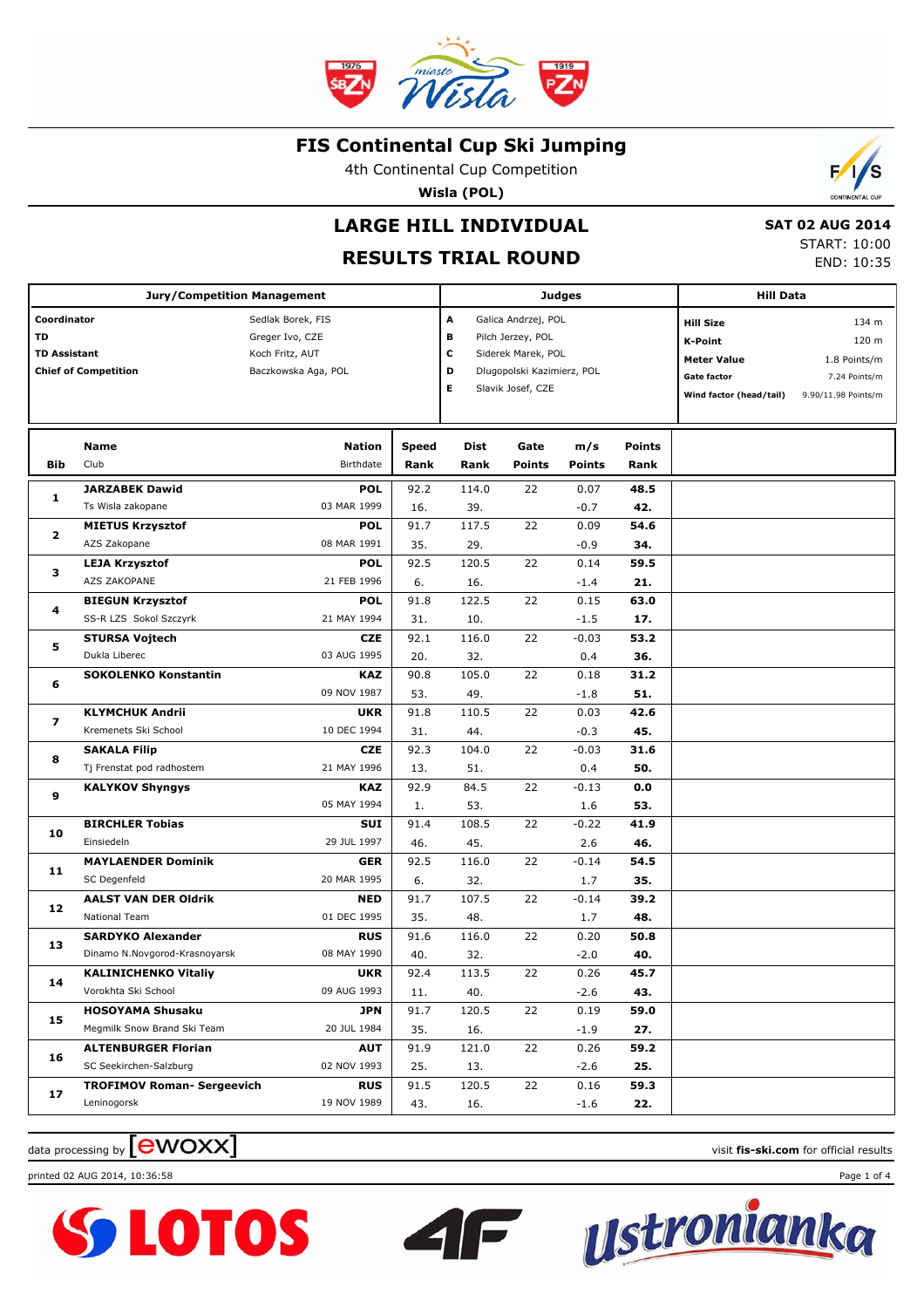# FIS Continental Cup Ski Jumping

4th Continental Cup Competition

**Wisla (POL)**

## LARGE HILL INDIVIDUAL

## RESULTS TRIAL ROUND

**SAT 02 AUG 2014**
START: 10:00
END: 10:35

| Jury/Competition Management | |
|---|---|
| **Coordinator** | Sedlak Borek, FIS |
| **TD** | Greger Ivo, CZE |
| **TD Assistant** | Koch Fritz, AUT |
| **Chief of Competition** | Baczkowska Aga, POL |

| Judges | |
|---|---|
| **A** | Galica Andrzej, POL |
| **B** | Pilch Jerzey, POL |
| **C** | Siderek Marek, POL |
| **D** | Dlugopolski Kazimierz, POL |
| **E** | Slavik Josef, CZE |

| Hill Data | |
|---|---|
| **Hill Size** | 134 m |
| **K-Point** | 120 m |
| **Meter Value** | 1.8 Points/m |
| **Gate factor** | 7.24 Points/m |
| **Wind factor (head/tail)** | 9.90/11.98 Points/m |

| Bib | Name / Club | Nation / Birthdate | Speed / Rank | Dist / Rank | Gate / Points | m/s / Points | Points / Rank |
|---|---|---|---|---|---|---|---|
| 1 | **JARZABEK Dawid** | **POL** | 92.2 | 114.0 | 22 | 0.07 | **48.5** |
| | Ts Wisla zakopane | 03 MAR 1999 | 16. | 39. | | -0.7 | **42.** |
| 2 | **MIETUS Krzysztof** | **POL** | 91.7 | 117.5 | 22 | 0.09 | **54.6** |
| | AZS Zakopane | 08 MAR 1991 | 35. | 29. | | -0.9 | **34.** |
| 3 | **LEJA Krzysztof** | **POL** | 92.5 | 120.5 | 22 | 0.14 | **59.5** |
| | AZS ZAKOPANE | 21 FEB 1996 | 6. | 16. | | -1.4 | **21.** |
| 4 | **BIEGUN Krzysztof** | **POL** | 91.8 | 122.5 | 22 | 0.15 | **63.0** |
| | SS-R LZS Sokol Szczyrk | 21 MAY 1994 | 31. | 10. | | -1.5 | **17.** |
| 5 | **STURSA Vojtech** | **CZE** | 92.1 | 116.0 | 22 | -0.03 | **53.2** |
| | Dukla Liberec | 03 AUG 1995 | 20. | 32. | | 0.4 | **36.** |
| 6 | **SOKOLENKO Konstantin** | **KAZ** | 90.8 | 105.0 | 22 | 0.18 | **31.2** |
| | | 09 NOV 1987 | 53. | 49. | | -1.8 | **51.** |
| 7 | **KLYMCHUK Andrii** | **UKR** | 91.8 | 110.5 | 22 | 0.03 | **42.6** |
| | Kremenets Ski School | 10 DEC 1994 | 31. | 44. | | -0.3 | **45.** |
| 8 | **SAKALA Filip** | **CZE** | 92.3 | 104.0 | 22 | -0.03 | **31.6** |
| | Tj Frenstat pod radhostem | 21 MAY 1996 | 13. | 51. | | 0.4 | **50.** |
| 9 | **KALYKOV Shyngys** | **KAZ** | 92.9 | 84.5 | 22 | -0.13 | **0.0** |
| | | 05 MAY 1994 | 1. | 53. | | 1.6 | **53.** |
| 10 | **BIRCHLER Tobias** | **SUI** | 91.4 | 108.5 | 22 | -0.22 | **41.9** |
| | Einsiedeln | 29 JUL 1997 | 46. | 45. | | 2.6 | **46.** |
| 11 | **MAYLAENDER Dominik** | **GER** | 92.5 | 116.0 | 22 | -0.14 | **54.5** |
| | SC Degenfeld | 20 MAR 1995 | 6. | 32. | | 1.7 | **35.** |
| 12 | **AALST VAN DER Oldrik** | **NED** | 91.7 | 107.5 | 22 | -0.14 | **39.2** |
| | National Team | 01 DEC 1995 | 35. | 48. | | 1.7 | **48.** |
| 13 | **SARDYKO Alexander** | **RUS** | 91.6 | 116.0 | 22 | 0.20 | **50.8** |
| | Dinamo N.Novgorod-Krasnoyarsk | 08 MAY 1990 | 40. | 32. | | -2.0 | **40.** |
| 14 | **KALINICHENKO Vitaliy** | **UKR** | 92.4 | 113.5 | 22 | 0.26 | **45.7** |
| | Vorokhta Ski School | 09 AUG 1993 | 11. | 40. | | -2.6 | **43.** |
| 15 | **HOSOYAMA Shusaku** | **JPN** | 91.7 | 120.5 | 22 | 0.19 | **59.0** |
| | Megmilk Snow Brand Ski Team | 20 JUL 1984 | 35. | 16. | | -1.9 | **27.** |
| 16 | **ALTENBURGER Florian** | **AUT** | 91.9 | 121.0 | 22 | 0.26 | **59.2** |
| | SC Seekirchen-Salzburg | 02 NOV 1993 | 25. | 13. | | -2.6 | **25.** |
| 17 | **TROFIMOV Roman- Sergeevich** | **RUS** | 91.5 | 120.5 | 22 | 0.16 | **59.3** |
| | Leninogorsk | 19 NOV 1989 | 43. | 16. | | -1.6 | **22.** |

data processing by ewoxx — visit **fis-ski.com** for official results

printed 02 AUG 2014, 10:36:58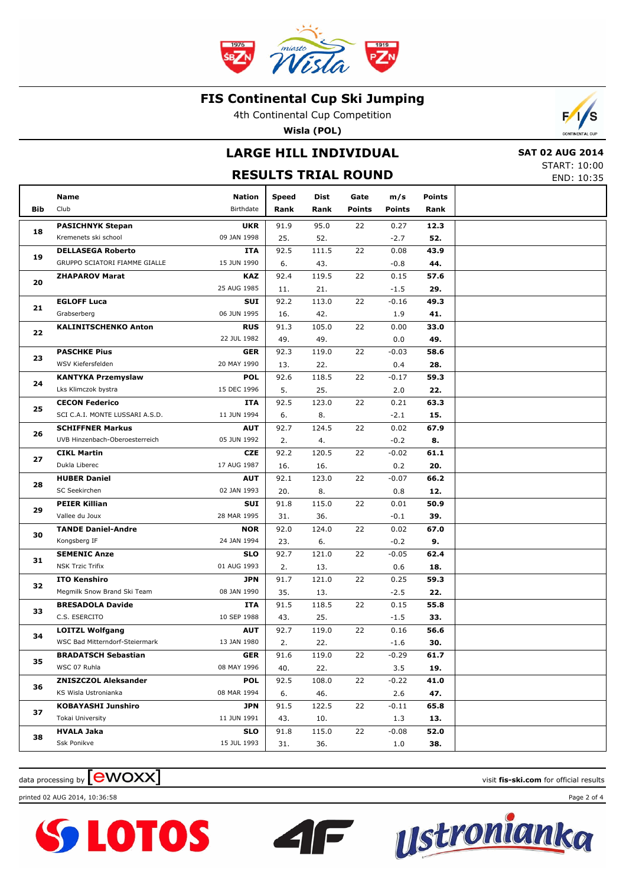# FIS Continental Cup Ski Jumping

4th Continental Cup Competition

**Wisla (POL)**

## LARGE HILL INDIVIDUAL

## RESULTS TRIAL ROUND

**SAT 02 AUG 2014**
START: 10:00
END: 10:35

| Bib | Name / Club | Nation / Birthdate | Speed / Rank | Dist / Rank | Gate / Points | m/s / Points | Points / Rank |
|---|---|---|---|---|---|---|---|
| 18 | **PASICHNYK Stepan**<br>Kremenets ski school | **UKR**<br>09 JAN 1998 | 91.9<br>25. | 95.0<br>52. | 22 | 0.27<br>-2.7 | **12.3**<br>**52.** |
| 19 | **DELLASEGA Roberto**<br>GRUPPO SCIATORI FIAMME GIALLE | **ITA**<br>15 JUN 1990 | 92.5<br>6. | 111.5<br>43. | 22 | 0.08<br>-0.8 | **43.9**<br>**44.** |
| 20 | **ZHAPAROV Marat** | **KAZ**<br>25 AUG 1985 | 92.4<br>11. | 119.5<br>21. | 22 | 0.15<br>-1.5 | **57.6**<br>**29.** |
| 21 | **EGLOFF Luca**<br>Grabserberg | **SUI**<br>06 JUN 1995 | 92.2<br>16. | 113.0<br>42. | 22 | -0.16<br>1.9 | **49.3**<br>**41.** |
| 22 | **KALINITSCHENKO Anton** | **RUS**<br>22 JUL 1982 | 91.3<br>49. | 105.0<br>49. | 22 | 0.00<br>0.0 | **33.0**<br>**49.** |
| 23 | **PASCHKE Pius**<br>WSV Kiefersfelden | **GER**<br>20 MAY 1990 | 92.3<br>13. | 119.0<br>22. | 22 | -0.03<br>0.4 | **58.6**<br>**28.** |
| 24 | **KANTYKA Przemyslaw**<br>Lks Klimczok bystra | **POL**<br>15 DEC 1996 | 92.6<br>5. | 118.5<br>25. | 22 | -0.17<br>2.0 | **59.3**<br>**22.** |
| 25 | **CECON Federico**<br>SCI C.A.I. MONTE LUSSARI A.S.D. | **ITA**<br>11 JUN 1994 | 92.5<br>6. | 123.0<br>8. | 22 | 0.21<br>-2.1 | **63.3**<br>**15.** |
| 26 | **SCHIFFNER Markus**<br>UVB Hinzenbach-Oberoesterreich | **AUT**<br>05 JUN 1992 | 92.7<br>2. | 124.5<br>4. | 22 | 0.02<br>-0.2 | **67.9**<br>**8.** |
| 27 | **CIKL Martin**<br>Dukla Liberec | **CZE**<br>17 AUG 1987 | 92.2<br>16. | 120.5<br>16. | 22 | -0.02<br>0.2 | **61.1**<br>**20.** |
| 28 | **HUBER Daniel**<br>SC Seekirchen | **AUT**<br>02 JAN 1993 | 92.1<br>20. | 123.0<br>8. | 22 | -0.07<br>0.8 | **66.2**<br>**12.** |
| 29 | **PEIER Killian**<br>Vallee du Joux | **SUI**<br>28 MAR 1995 | 91.8<br>31. | 115.0<br>36. | 22 | 0.01<br>-0.1 | **50.9**<br>**39.** |
| 30 | **TANDE Daniel-Andre**<br>Kongsberg IF | **NOR**<br>24 JAN 1994 | 92.0<br>23. | 124.0<br>6. | 22 | 0.02<br>-0.2 | **67.0**<br>**9.** |
| 31 | **SEMENIC Anze**<br>NSK Trzic Trifix | **SLO**<br>01 AUG 1993 | 92.7<br>2. | 121.0<br>13. | 22 | -0.05<br>0.6 | **62.4**<br>**18.** |
| 32 | **ITO Kenshiro**<br>Megmilk Snow Brand Ski Team | **JPN**<br>08 JAN 1990 | 91.7<br>35. | 121.0<br>13. | 22 | 0.25<br>-2.5 | **59.3**<br>**22.** |
| 33 | **BRESADOLA Davide**<br>C.S. ESERCITO | **ITA**<br>10 SEP 1988 | 91.5<br>43. | 118.5<br>25. | 22 | 0.15<br>-1.5 | **55.8**<br>**33.** |
| 34 | **LOITZL Wolfgang**<br>WSC Bad Mitterndorf-Steiermark | **AUT**<br>13 JAN 1980 | 92.7<br>2. | 119.0<br>22. | 22 | 0.16<br>-1.6 | **56.6**<br>**30.** |
| 35 | **BRADATSCH Sebastian**<br>WSC 07 Ruhla | **GER**<br>08 MAY 1996 | 91.6<br>40. | 119.0<br>22. | 22 | -0.29<br>3.5 | **61.7**<br>**19.** |
| 36 | **ZNISZCZOL Aleksander**<br>KS Wisla Ustronianka | **POL**<br>08 MAR 1994 | 92.5<br>6. | 108.0<br>46. | 22 | -0.22<br>2.6 | **41.0**<br>**47.** |
| 37 | **KOBAYASHI Junshiro**<br>Tokai University | **JPN**<br>11 JUN 1991 | 91.5<br>43. | 122.5<br>10. | 22 | -0.11<br>1.3 | **65.8**<br>**13.** |
| 38 | **HVALA Jaka**<br>Ssk Ponikve | **SLO**<br>15 JUL 1993 | 91.8<br>31. | 115.0<br>36. | 22 | -0.08<br>1.0 | **52.0**<br>**38.** |

data processing by ewoxx — visit **fis-ski.com** for official results

printed 02 AUG 2014, 10:36:58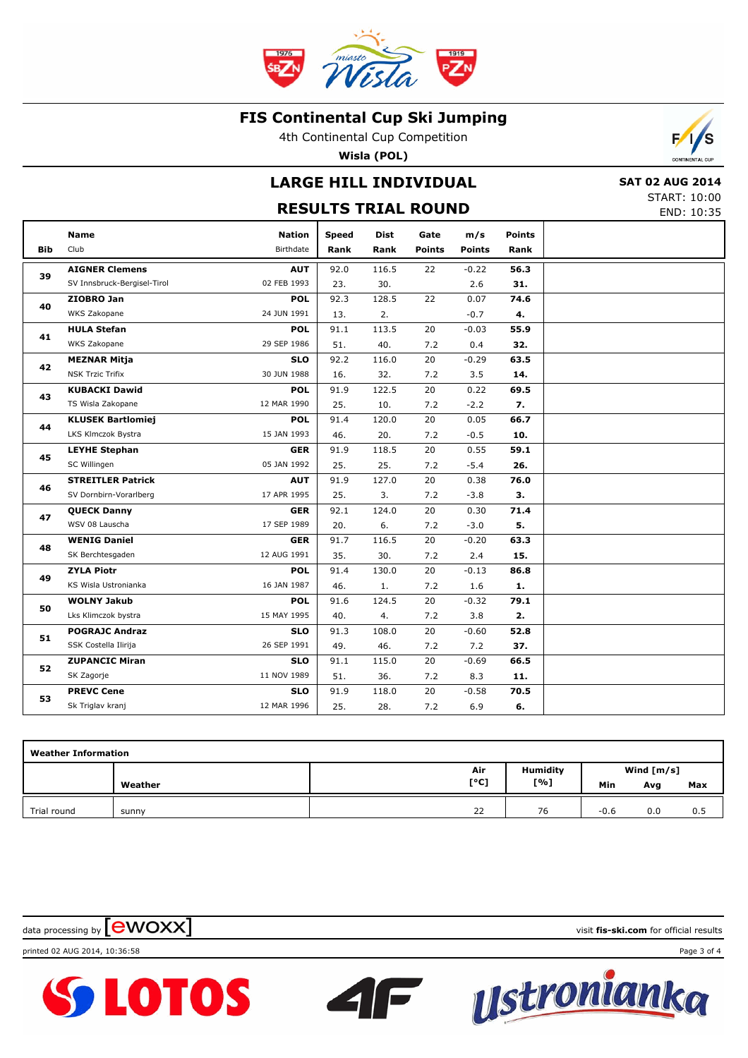# FIS Continental Cup Ski Jumping

4th Continental Cup Competition

**Wisla (POL)**

## LARGE HILL INDIVIDUAL

## RESULTS TRIAL ROUND

**SAT 02 AUG 2014**
START: 10:00
END: 10:35

| Bib | Name / Club | Nation / Birthdate | Speed / Rank | Dist / Rank | Gate / Points | m/s / Points | Points / Rank |
|---|---|---|---|---|---|---|---|
| 39 | **AIGNER Clemens** SV Innsbruck-Bergisel-Tirol | **AUT** 02 FEB 1993 | 92.0 23. | 116.5 30. | 22 | -0.22 2.6 | **56.3** **31.** |
| 40 | **ZIOBRO Jan** WKS Zakopane | **POL** 24 JUN 1991 | 92.3 13. | 128.5 2. | 22 | 0.07 -0.7 | **74.6** **4.** |
| 41 | **HULA Stefan** WKS Zakopane | **POL** 29 SEP 1986 | 91.1 51. | 113.5 40. | 20 7.2 | -0.03 0.4 | **55.9** **32.** |
| 42 | **MEZNAR Mitja** NSK Trzic Trifix | **SLO** 30 JUN 1988 | 92.2 16. | 116.0 32. | 20 7.2 | -0.29 3.5 | **63.5** **14.** |
| 43 | **KUBACKI Dawid** TS Wisla Zakopane | **POL** 12 MAR 1990 | 91.9 25. | 122.5 10. | 20 7.2 | 0.22 -2.2 | **69.5** **7.** |
| 44 | **KLUSEK Bartlomiej** LKS Klmczok Bystra | **POL** 15 JAN 1993 | 91.4 46. | 120.0 20. | 20 7.2 | 0.05 -0.5 | **66.7** **10.** |
| 45 | **LEYHE Stephan** SC Willingen | **GER** 05 JAN 1992 | 91.9 25. | 118.5 25. | 20 7.2 | 0.55 -5.4 | **59.1** **26.** |
| 46 | **STREITLER Patrick** SV Dornbirn-Vorarlberg | **AUT** 17 APR 1995 | 91.9 25. | 127.0 3. | 20 7.2 | 0.38 -3.8 | **76.0** **3.** |
| 47 | **QUECK Danny** WSV 08 Lauscha | **GER** 17 SEP 1989 | 92.1 20. | 124.0 6. | 20 7.2 | 0.30 -3.0 | **71.4** **5.** |
| 48 | **WENIG Daniel** SK Berchtesgaden | **GER** 12 AUG 1991 | 91.7 35. | 116.5 30. | 20 7.2 | -0.20 2.4 | **63.3** **15.** |
| 49 | **ZYLA Piotr** KS Wisla Ustronianka | **POL** 16 JAN 1987 | 91.4 46. | 130.0 1. | 20 7.2 | -0.13 1.6 | **86.8** **1.** |
| 50 | **WOLNY Jakub** Lks Klimczok bystra | **POL** 15 MAY 1995 | 91.6 40. | 124.5 4. | 20 7.2 | -0.32 3.8 | **79.1** **2.** |
| 51 | **POGRAJC Andraz** SSK Costella Ilirija | **SLO** 26 SEP 1991 | 91.3 49. | 108.0 46. | 20 7.2 | -0.60 7.2 | **52.8** **37.** |
| 52 | **ZUPANCIC Miran** SK Zagorje | **SLO** 11 NOV 1989 | 91.1 51. | 115.0 36. | 20 7.2 | -0.69 8.3 | **66.5** **11.** |
| 53 | **PREVC Cene** Sk Triglav kranj | **SLO** 12 MAR 1996 | 91.9 25. | 118.0 28. | 20 7.2 | -0.58 6.9 | **70.5** **6.** |

| Weather Information | | | | | |
|---|---|---|---|---|---|
| | Weather | Air [°C] | Humidity [%] | Wind [m/s] Min | Avg | Max |
| Trial round | sunny | 22 | 76 | -0.6 | 0.0 | 0.5 |

data processing by ewoxx — visit fis-ski.com for official results

printed 02 AUG 2014, 10:36:58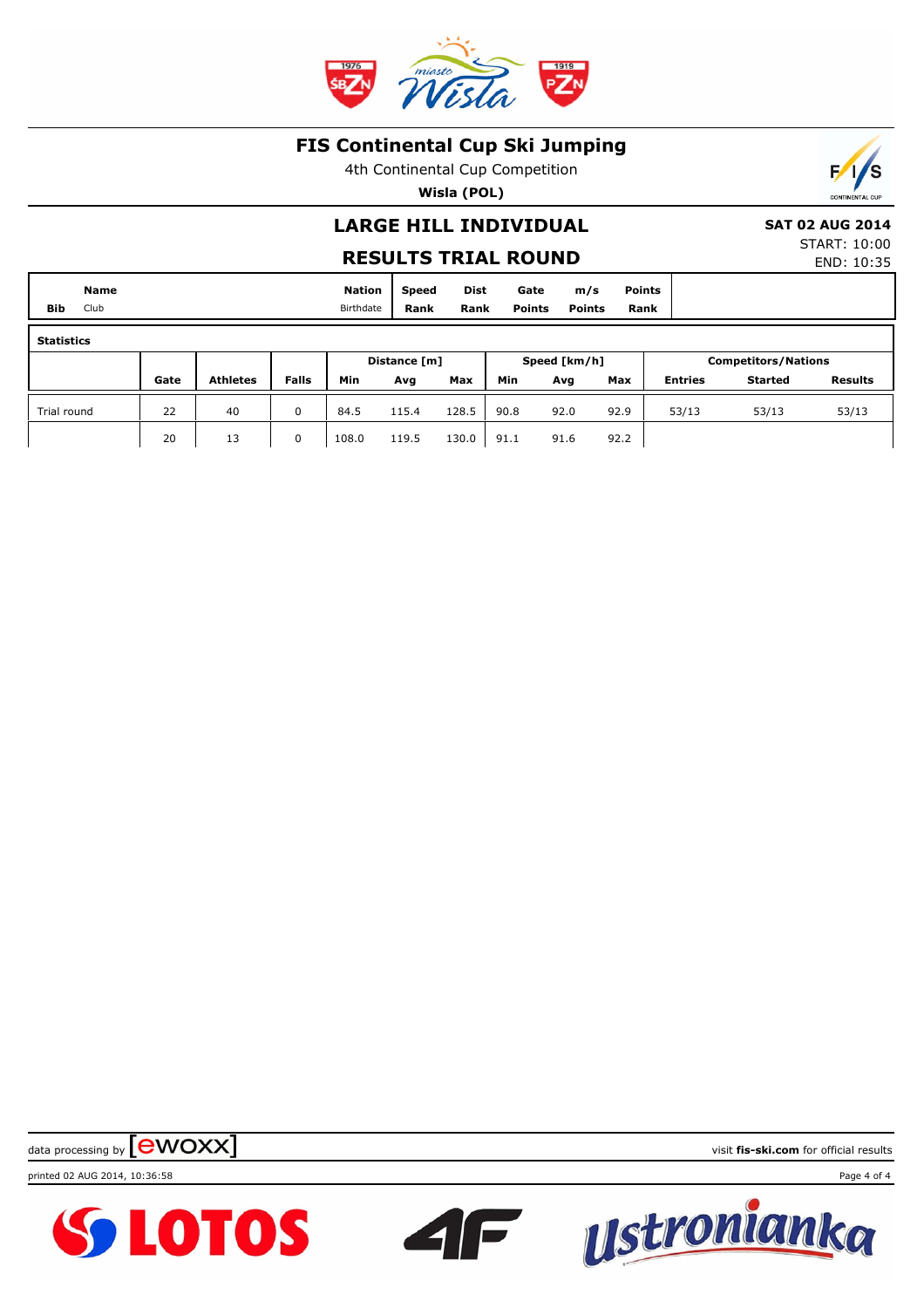# FIS Continental Cup Ski Jumping

4th Continental Cup Competition

**Wisla (POL)**

## LARGE HILL INDIVIDUAL

**SAT 02 AUG 2014**

START: 10:00

END: 10:35

## RESULTS TRIAL ROUND

| Bib | Name / Club | Nation / Birthdate | Speed / Rank | Dist / Rank | Gate / Points | m/s / Points | Points / Rank |
|---|---|---|---|---|---|---|---|

**Statistics**

| | Gate | Athletes | Falls | Distance [m] | | | Speed [km/h] | | | Competitors/Nations | | |
|---|---|---|---|---|---|---|---|---|---|---|---|---|
| | | | | Min | Avg | Max | Min | Avg | Max | Entries | Started | Results |
| Trial round | 22 | 40 | 0 | 84.5 | 115.4 | 128.5 | 90.8 | 92.0 | 92.9 | 53/13 | 53/13 | 53/13 |
| | 20 | 13 | 0 | 108.0 | 119.5 | 130.0 | 91.1 | 91.6 | 92.2 | | | |

data processing by [ewoxx]

visit fis-ski.com for official results

printed 02 AUG 2014, 10:36:58